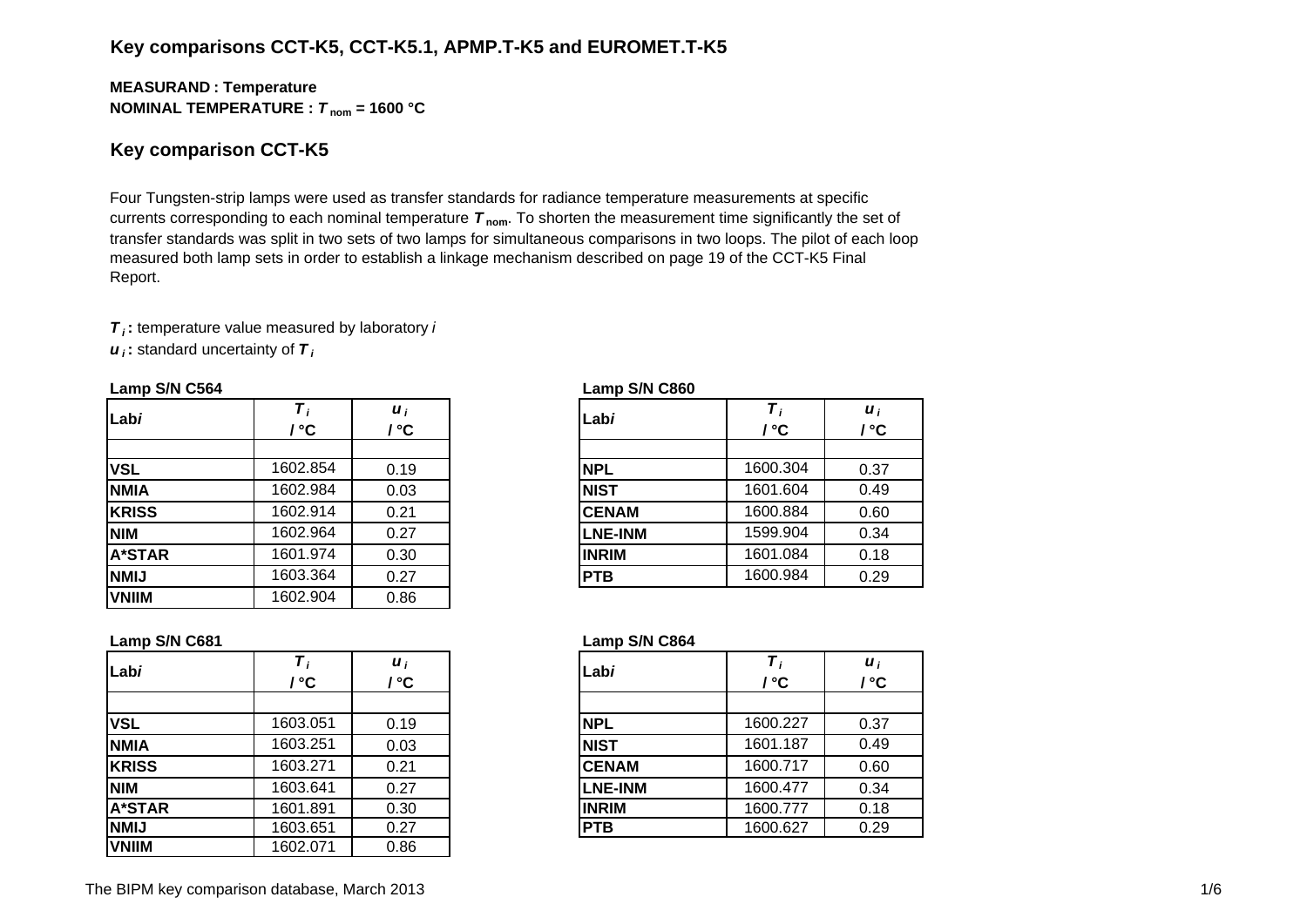## Key comparisons CCT-K5, CCT-K5.1, APMP.T-K5 and EUROMET.T-K5

**MEASURAND : Temperature**
**NOMINAL TEMPERATURE : $T_{nom}$ = 1600 °C**

## Key comparison CCT-K5

Four Tungsten-strip lamps were used as transfer standards for radiance temperature measurements at specific currents corresponding to each nominal temperature $T_{nom}$. To shorten the measurement time significantly the set of transfer standards was split in two sets of two lamps for simultaneous comparisons in two loops. The pilot of each loop measured both lamp sets in order to establish a linkage mechanism described on page 19 of the CCT-K5 Final Report.

$T_i$ **:** temperature value measured by laboratory *i*
$u_i$ **:** standard uncertainty of $T_i$

**Lamp S/N C564**

| Lab*i* | $T_i$ / °C | $u_i$ / °C |
|---|---|---|
| | | |
| **VSL** | 1602.854 | 0.19 |
| **NMIA** | 1602.984 | 0.03 |
| **KRISS** | 1602.914 | 0.21 |
| **NIM** | 1602.964 | 0.27 |
| **A*STAR** | 1601.974 | 0.30 |
| **NMIJ** | 1603.364 | 0.27 |
| **VNIIM** | 1602.904 | 0.86 |

**Lamp S/N C860**

| Lab*i* | $T_i$ / °C | $u_i$ / °C |
|---|---|---|
| | | |
| **NPL** | 1600.304 | 0.37 |
| **NIST** | 1601.604 | 0.49 |
| **CENAM** | 1600.884 | 0.60 |
| **LNE-INM** | 1599.904 | 0.34 |
| **INRIM** | 1601.084 | 0.18 |
| **PTB** | 1600.984 | 0.29 |

**Lamp S/N C681**

| Lab*i* | $T_i$ / °C | $u_i$ / °C |
|---|---|---|
| | | |
| **VSL** | 1603.051 | 0.19 |
| **NMIA** | 1603.251 | 0.03 |
| **KRISS** | 1603.271 | 0.21 |
| **NIM** | 1603.641 | 0.27 |
| **A*STAR** | 1601.891 | 0.30 |
| **NMIJ** | 1603.651 | 0.27 |
| **VNIIM** | 1602.071 | 0.86 |

**Lamp S/N C864**

| Lab*i* | $T_i$ / °C | $u_i$ / °C |
|---|---|---|
| | | |
| **NPL** | 1600.227 | 0.37 |
| **NIST** | 1601.187 | 0.49 |
| **CENAM** | 1600.717 | 0.60 |
| **LNE-INM** | 1600.477 | 0.34 |
| **INRIM** | 1600.777 | 0.18 |
| **PTB** | 1600.627 | 0.29 |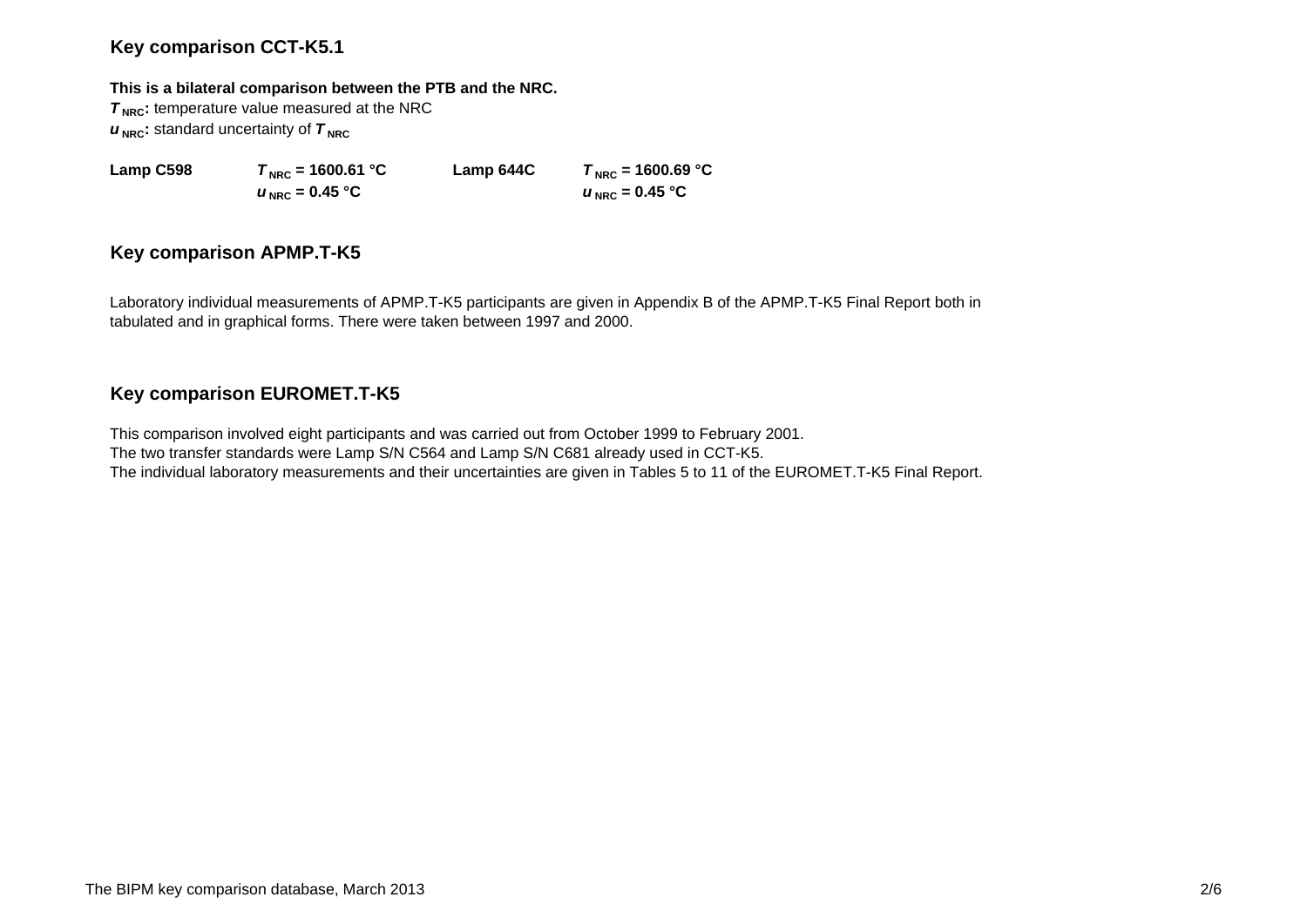## Key comparison CCT-K5.1

**This is a bilateral comparison between the PTB and the NRC.**

***$T_{NRC}$*: temperature value measured at the NRC**
***$u_{NRC}$*: standard uncertainty of *$T_{NRC}$***

| **Lamp C598** | **$T_{NRC}$ = 1600.61 °C** | **Lamp 644C** | **$T_{NRC}$ = 1600.69 °C** |
|---|---|---|---|
| | **$u_{NRC}$ = 0.45 °C** | | **$u_{NRC}$ = 0.45 °C** |

## Key comparison APMP.T-K5

Laboratory individual measurements of APMP.T-K5 participants are given in Appendix B of the APMP.T-K5 Final Report both in tabulated and in graphical forms. There were taken between 1997 and 2000.

## Key comparison EUROMET.T-K5

This comparison involved eight participants and was carried out from October 1999 to February 2001.
The two transfer standards were Lamp S/N C564 and Lamp S/N C681 already used in CCT-K5.
The individual laboratory measurements and their uncertainties are given in Tables 5 to 11 of the EUROMET.T-K5 Final Report.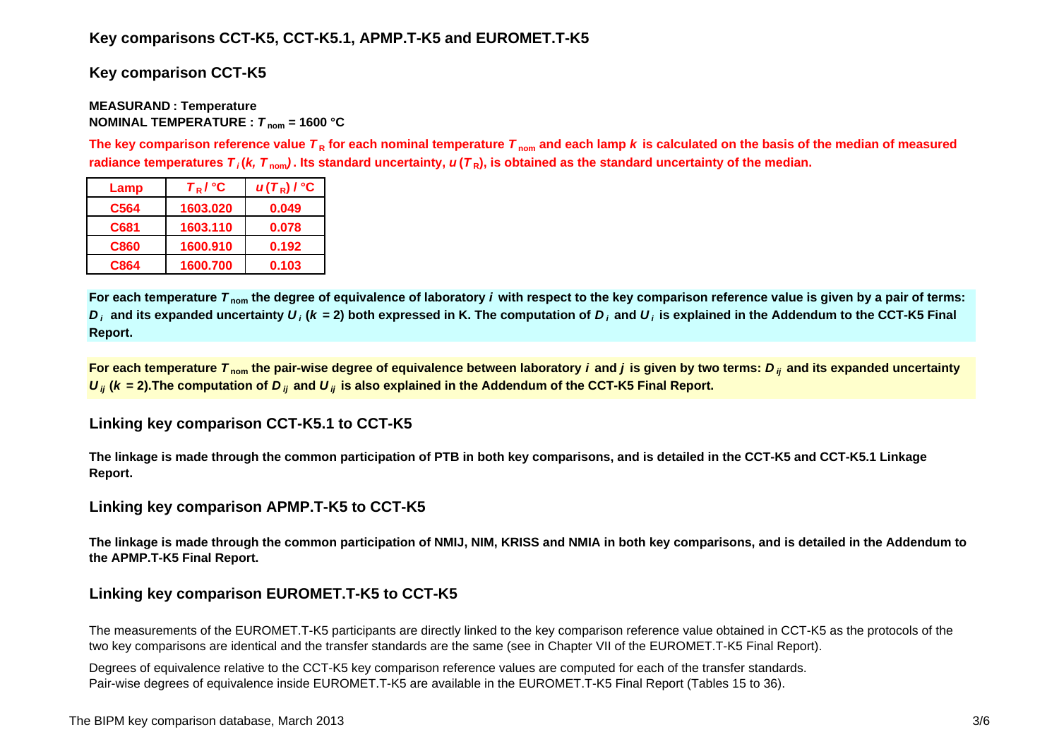## Key comparisons CCT-K5, CCT-K5.1, APMP.T-K5 and EUROMET.T-K5

## Key comparison CCT-K5

**MEASURAND : Temperature**
**NOMINAL TEMPERATURE : $T_{nom}$ = 1600 °C**

**The key comparison reference value $T_R$ for each nominal temperature $T_{nom}$ and each lamp $k$ is calculated on the basis of the median of measured radiance temperatures $T_i(k, T_{nom})$ . Its standard uncertainty, $u(T_R)$, is obtained as the standard uncertainty of the median.**

| Lamp | $T_R$ / °C | $u(T_R)$ / °C |
|---|---|---|
| C564 | 1603.020 | 0.049 |
| C681 | 1603.110 | 0.078 |
| C860 | 1600.910 | 0.192 |
| C864 | 1600.700 | 0.103 |

**For each temperature $T_{nom}$ the degree of equivalence of laboratory $i$ with respect to the key comparison reference value is given by a pair of terms: $D_i$ and its expanded uncertainty $U_i$ ($k$ = 2) both expressed in K. The computation of $D_i$ and $U_i$ is explained in the Addendum to the CCT-K5 Final Report.**

**For each temperature $T_{nom}$ the pair-wise degree of equivalence between laboratory $i$ and $j$ is given by two terms: $D_{ij}$ and its expanded uncertainty $U_{ij}$ ($k$ = 2).The computation of $D_{ij}$ and $U_{ij}$ is also explained in the Addendum of the CCT-K5 Final Report.**

## Linking key comparison CCT-K5.1 to CCT-K5

**The linkage is made through the common participation of PTB in both key comparisons, and is detailed in the CCT-K5 and CCT-K5.1 Linkage Report.**

## Linking key comparison APMP.T-K5 to CCT-K5

**The linkage is made through the common participation of NMIJ, NIM, KRISS and NMIA in both key comparisons, and is detailed in the Addendum to the APMP.T-K5 Final Report.**

## Linking key comparison EUROMET.T-K5 to CCT-K5

The measurements of the EUROMET.T-K5 participants are directly linked to the key comparison reference value obtained in CCT-K5 as the protocols of the two key comparisons are identical and the transfer standards are the same (see in Chapter VII of the EUROMET.T-K5 Final Report).

Degrees of equivalence relative to the CCT-K5 key comparison reference values are computed for each of the transfer standards.
Pair-wise degrees of equivalence inside EUROMET.T-K5 are available in the EUROMET.T-K5 Final Report (Tables 15 to 36).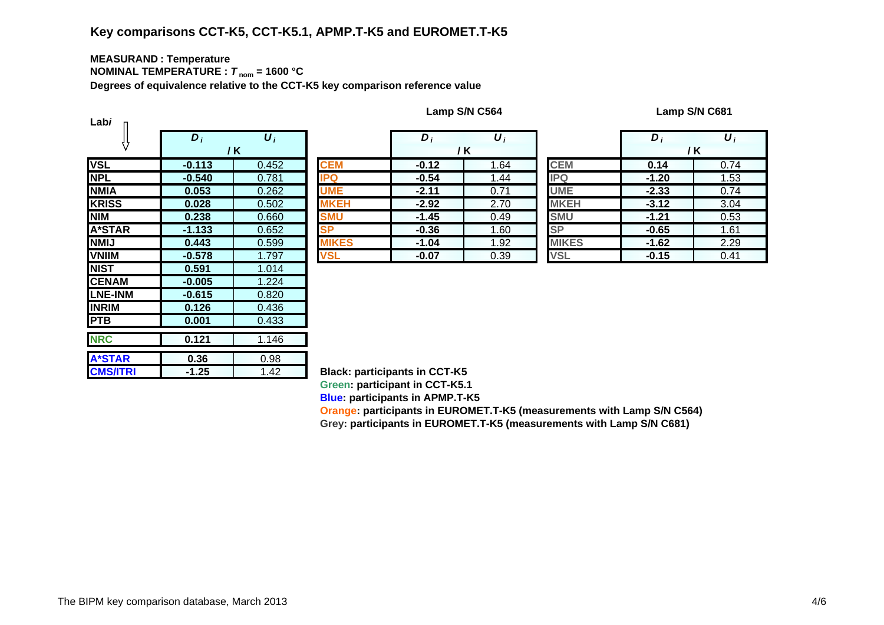## Key comparisons CCT-K5, CCT-K5.1, APMP.T-K5 and EUROMET.T-K5

**MEASURAND : Temperature**
**NOMINAL TEMPERATURE : $T_{nom}$ = 1600 °C**
**Degrees of equivalence relative to the CCT-K5 key comparison reference value**

| Lab $i$ | $D_i$ / K | $U_i$ / K |
|---|---|---|
| VSL | -0.113 | 0.452 |
| NPL | -0.540 | 0.781 |
| NMIA | 0.053 | 0.262 |
| KRISS | 0.028 | 0.502 |
| NIM | 0.238 | 0.660 |
| A*STAR | -1.133 | 0.652 |
| NMIJ | 0.443 | 0.599 |
| VNIIM | -0.578 | 1.797 |
| NIST | 0.591 | 1.014 |
| CENAM | -0.005 | 1.224 |
| LNE-INM | -0.615 | 0.820 |
| INRIM | 0.126 | 0.436 |
| PTB | 0.001 | 0.433 |
| NRC | 0.121 | 1.146 |
| A*STAR | 0.36 | 0.98 |
| CMS/ITRI | -1.25 | 1.42 |

**Lamp S/N C564**

| Lab $i$ | $D_i$ / K | $U_i$ / K |
|---|---|---|
| CEM | -0.12 | 1.64 |
| IPQ | -0.54 | 1.44 |
| UME | -2.11 | 0.71 |
| MKEH | -2.92 | 2.70 |
| SMU | -1.45 | 0.49 |
| SP | -0.36 | 1.60 |
| MIKES | -1.04 | 1.92 |
| VSL | -0.07 | 0.39 |

**Lamp S/N C681**

| Lab $i$ | $D_i$ / K | $U_i$ / K |
|---|---|---|
| CEM | 0.14 | 0.74 |
| IPQ | -1.20 | 1.53 |
| UME | -2.33 | 0.74 |
| MKEH | -3.12 | 3.04 |
| SMU | -1.21 | 0.53 |
| SP | -0.65 | 1.61 |
| MIKES | -1.62 | 2.29 |
| VSL | -0.15 | 0.41 |

**Black: participants in CCT-K5**
**Green: participant in CCT-K5.1**
**Blue: participants in APMP.T-K5**
**Orange: participants in EUROMET.T-K5 (measurements with Lamp S/N C564)**
**Grey: participants in EUROMET.T-K5 (measurements with Lamp S/N C681)**

The BIPM key comparison database, March 2013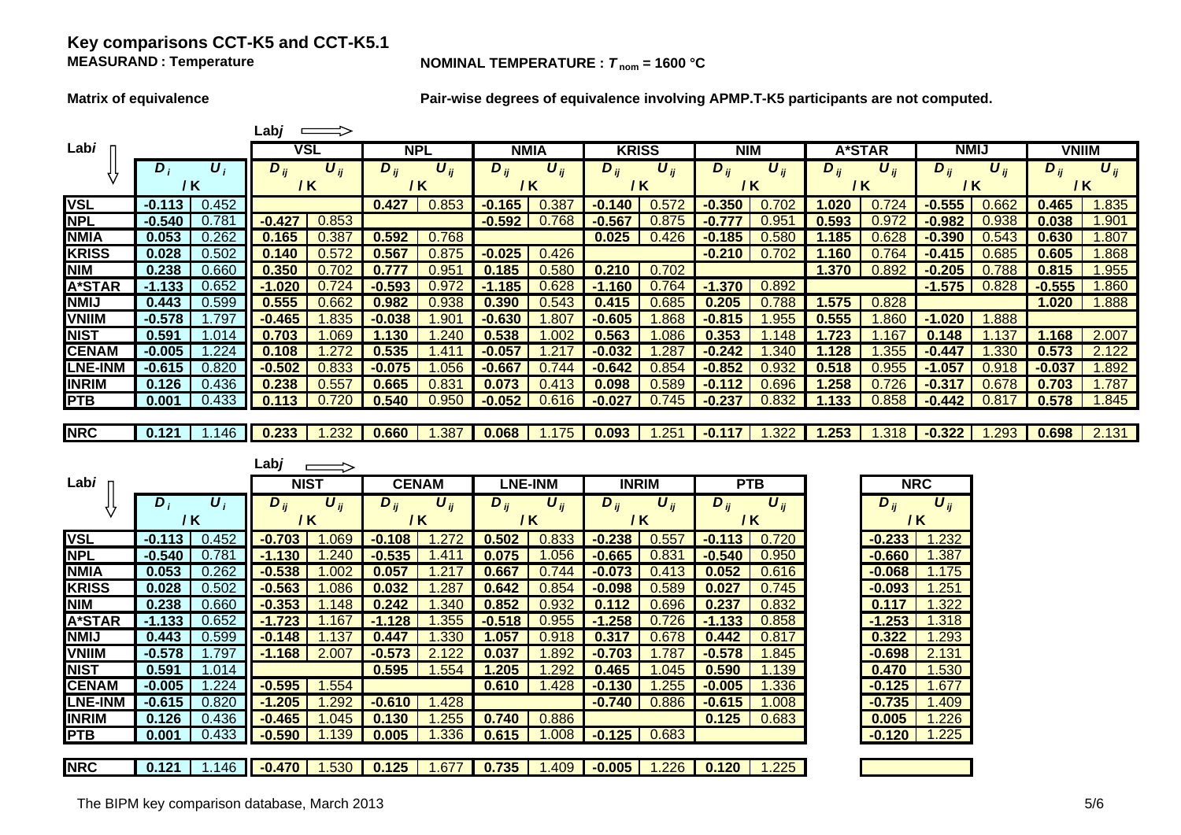## Key comparisons CCT-K5 and CCT-K5.1

**MEASURAND : Temperature**

**NOMINAL TEMPERATURE : $T_{nom}$ = 1600 °C**

**Matrix of equivalence**

**Pair-wise degrees of equivalence involving APMP.T-K5 participants are not computed.**

| Lab*i* | $D_i$ / K | $U_i$ / K | VSL $D_{ij}$ / K | VSL $U_{ij}$ / K | NPL $D_{ij}$ / K | NPL $U_{ij}$ / K | NMIA $D_{ij}$ / K | NMIA $U_{ij}$ / K | KRISS $D_{ij}$ / K | KRISS $U_{ij}$ / K | NIM $D_{ij}$ / K | NIM $U_{ij}$ / K | A*STAR $D_{ij}$ / K | A*STAR $U_{ij}$ / K | NMIJ $D_{ij}$ / K | NMIJ $U_{ij}$ / K | VNIIM $D_{ij}$ / K | VNIIM $U_{ij}$ / K |
|---|---|---|---|---|---|---|---|---|---|---|---|---|---|---|---|---|---|---|
| VSL | -0.113 | 0.452 | | | 0.427 | 0.853 | -0.165 | 0.387 | -0.140 | 0.572 | -0.350 | 0.702 | 1.020 | 0.724 | -0.555 | 0.662 | 0.465 | 1.835 |
| NPL | -0.540 | 0.781 | -0.427 | 0.853 | | | -0.592 | 0.768 | -0.567 | 0.875 | -0.777 | 0.951 | 0.593 | 0.972 | -0.982 | 0.938 | 0.038 | 1.901 |
| NMIA | 0.053 | 0.262 | 0.165 | 0.387 | 0.592 | 0.768 | | | 0.025 | 0.426 | -0.185 | 0.580 | 1.185 | 0.628 | -0.390 | 0.543 | 0.630 | 1.807 |
| KRISS | 0.028 | 0.502 | 0.140 | 0.572 | 0.567 | 0.875 | -0.025 | 0.426 | | | -0.210 | 0.702 | 1.160 | 0.764 | -0.415 | 0.685 | 0.605 | 1.868 |
| NIM | 0.238 | 0.660 | 0.350 | 0.702 | 0.777 | 0.951 | 0.185 | 0.580 | 0.210 | 0.702 | | | 1.370 | 0.892 | -0.205 | 0.788 | 0.815 | 1.955 |
| A*STAR | -1.133 | 0.652 | -1.020 | 0.724 | -0.593 | 0.972 | -1.185 | 0.628 | -1.160 | 0.764 | -1.370 | 0.892 | | | -1.575 | 0.828 | -0.555 | 1.860 |
| NMIJ | 0.443 | 0.599 | 0.555 | 0.662 | 0.982 | 0.938 | 0.390 | 0.543 | 0.415 | 0.685 | 0.205 | 0.788 | 1.575 | 0.828 | | | 1.020 | 1.888 |
| VNIIM | -0.578 | 1.797 | -0.465 | 1.835 | -0.038 | 1.901 | -0.630 | 1.807 | -0.605 | 1.868 | -0.815 | 1.955 | 0.555 | 1.860 | -1.020 | 1.888 | | |
| NIST | 0.591 | 1.014 | 0.703 | 1.069 | 1.130 | 1.240 | 0.538 | 1.002 | 0.563 | 1.086 | 0.353 | 1.148 | 1.723 | 1.167 | 0.148 | 1.137 | 1.168 | 2.007 |
| CENAM | -0.005 | 1.224 | 0.108 | 1.272 | 0.535 | 1.411 | -0.057 | 1.217 | -0.032 | 1.287 | -0.242 | 1.340 | 1.128 | 1.355 | -0.447 | 1.330 | 0.573 | 2.122 |
| LNE-INM | -0.615 | 0.820 | -0.502 | 0.833 | -0.075 | 1.056 | -0.667 | 0.744 | -0.642 | 0.854 | -0.852 | 0.932 | 0.518 | 0.955 | -1.057 | 0.918 | -0.037 | 1.892 |
| INRIM | 0.126 | 0.436 | 0.238 | 0.557 | 0.665 | 0.831 | 0.073 | 0.413 | 0.098 | 0.589 | -0.112 | 0.696 | 1.258 | 0.726 | -0.317 | 0.678 | 0.703 | 1.787 |
| PTB | 0.001 | 0.433 | 0.113 | 0.720 | 0.540 | 0.950 | -0.052 | 0.616 | -0.027 | 0.745 | -0.237 | 0.832 | 1.133 | 0.858 | -0.442 | 0.817 | 0.578 | 1.845 |
| NRC | 0.121 | 1.146 | 0.233 | 1.232 | 0.660 | 1.387 | 0.068 | 1.175 | 0.093 | 1.251 | -0.117 | 1.322 | 1.253 | 1.318 | -0.322 | 1.293 | 0.698 | 2.131 |

| Lab*i* | $D_i$ / K | $U_i$ / K | NIST $D_{ij}$ / K | NIST $U_{ij}$ / K | CENAM $D_{ij}$ / K | CENAM $U_{ij}$ / K | LNE-INM $D_{ij}$ / K | LNE-INM $U_{ij}$ / K | INRIM $D_{ij}$ / K | INRIM $U_{ij}$ / K | PTB $D_{ij}$ / K | PTB $U_{ij}$ / K | NRC $D_{ij}$ / K | NRC $U_{ij}$ / K |
|---|---|---|---|---|---|---|---|---|---|---|---|---|---|---|
| VSL | -0.113 | 0.452 | -0.703 | 1.069 | -0.108 | 1.272 | 0.502 | 0.833 | -0.238 | 0.557 | -0.113 | 0.720 | -0.233 | 1.232 |
| NPL | -0.540 | 0.781 | -1.130 | 1.240 | -0.535 | 1.411 | 0.075 | 1.056 | -0.665 | 0.831 | -0.540 | 0.950 | -0.660 | 1.387 |
| NMIA | 0.053 | 0.262 | -0.538 | 1.002 | 0.057 | 1.217 | 0.667 | 0.744 | -0.073 | 0.413 | 0.052 | 0.616 | -0.068 | 1.175 |
| KRISS | 0.028 | 0.502 | -0.563 | 1.086 | 0.032 | 1.287 | 0.642 | 0.854 | -0.098 | 0.589 | 0.027 | 0.745 | -0.093 | 1.251 |
| NIM | 0.238 | 0.660 | -0.353 | 1.148 | 0.242 | 1.340 | 0.852 | 0.932 | 0.112 | 0.696 | 0.237 | 0.832 | 0.117 | 1.322 |
| A*STAR | -1.133 | 0.652 | -1.723 | 1.167 | -1.128 | 1.355 | -0.518 | 0.955 | -1.258 | 0.726 | -1.133 | 0.858 | -1.253 | 1.318 |
| NMIJ | 0.443 | 0.599 | -0.148 | 1.137 | 0.447 | 1.330 | 1.057 | 0.918 | 0.317 | 0.678 | 0.442 | 0.817 | 0.322 | 1.293 |
| VNIIM | -0.578 | 1.797 | -1.168 | 2.007 | -0.573 | 2.122 | 0.037 | 1.892 | -0.703 | 1.787 | -0.578 | 1.845 | -0.698 | 2.131 |
| NIST | 0.591 | 1.014 | | | 0.595 | 1.554 | 1.205 | 1.292 | 0.465 | 1.045 | 0.590 | 1.139 | 0.470 | 1.530 |
| CENAM | -0.005 | 1.224 | -0.595 | 1.554 | | | 0.610 | 1.428 | -0.130 | 1.255 | -0.005 | 1.336 | -0.125 | 1.677 |
| LNE-INM | -0.615 | 0.820 | -1.205 | 1.292 | -0.610 | 1.428 | | | -0.740 | 0.886 | -0.615 | 1.008 | -0.735 | 1.409 |
| INRIM | 0.126 | 0.436 | -0.465 | 1.045 | 0.130 | 1.255 | 0.740 | 0.886 | | | 0.125 | 0.683 | 0.005 | 1.226 |
| PTB | 0.001 | 0.433 | -0.590 | 1.139 | 0.005 | 1.336 | 0.615 | 1.008 | -0.125 | 0.683 | | | -0.120 | 1.225 |
| NRC | 0.121 | 1.146 | -0.470 | 1.530 | 0.125 | 1.677 | 0.735 | 1.409 | -0.005 | 1.226 | 0.120 | 1.225 | | |

The BIPM key comparison database, March 2013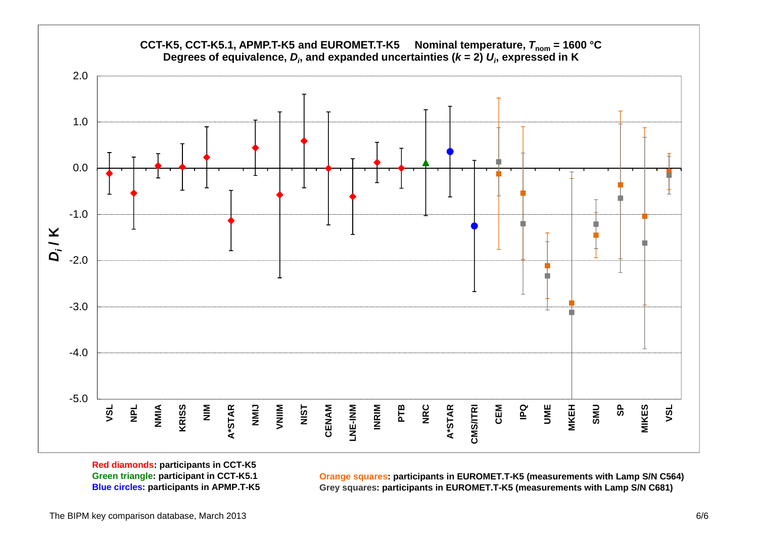**CCT-K5, CCT-K5.1, APMP.T-K5 and EUROMET.T-K5 Nominal temperature, $T_{nom}$ = 1600 °C**
**Degrees of equivalence, $D_i$, and expanded uncertainties ($k$ = 2) $U_i$, expressed in K**

$D_i$ / K

2.0
1.0
0.0
-1.0
-2.0
-3.0
-4.0
-5.0

VSL
NPL
NMIA
KRISS
NIM
A*STAR
NMIJ
VNIIM
NIST
CENAM
LNE-INM
INRIM
PTB
NRC
A*STAR
CMS/ITRI
CEM
IPQ
UME
MKEH
SMU
SP
MIKES
VSL

**Red diamonds: participants in CCT-K5**
**Green triangle: participant in CCT-K5.1**
**Blue circles: participants in APMP.T-K5**

**Orange squares: participants in EUROMET.T-K5 (measurements with Lamp S/N C564)**
**Grey squares: participants in EUROMET.T-K5 (measurements with Lamp S/N C681)**

The BIPM key comparison database, March 2013